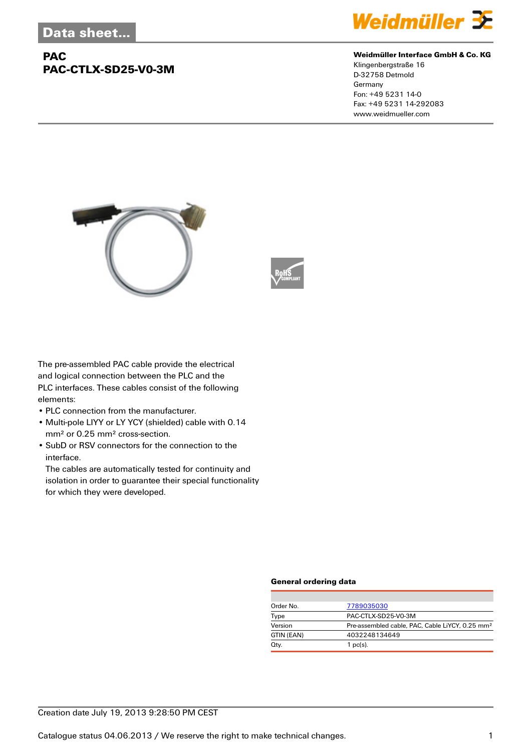Data sheet...

# PAC
## PAC-CTLX-SD25-V0-3M

**Weidmüller Interface GmbH & Co. KG**
Klingenbergstraße 16
D-32758 Detmold
Germany
Fon: +49 5231 14-0
Fax: +49 5231 14-292083
www.weidmueller.com

The pre-assembled PAC cable provide the electrical and logical connection between the PLC and the PLC interfaces. These cables consist of the following elements:

- PLC connection from the manufacturer.
- Multi-pole LIYY or LY YCY (shielded) cable with 0.14 mm² or 0.25 mm² cross-section.
- SubD or RSV connectors for the connection to the interface.
  The cables are automatically tested for continuity and isolation in order to guarantee their special functionality for which they were developed.

### General ordering data

| | |
|---|---|
| Order No. | 7789035030 |
| Type | PAC-CTLX-SD25-V0-3M |
| Version | Pre-assembled cable, PAC, Cable LiYCY, 0.25 mm² |
| GTIN (EAN) | 4032248134649 |
| Qty. | 1 pc(s). |

Creation date July 19, 2013 9:28:50 PM CEST

Catalogue status 04.06.2013 / We reserve the right to make technical changes.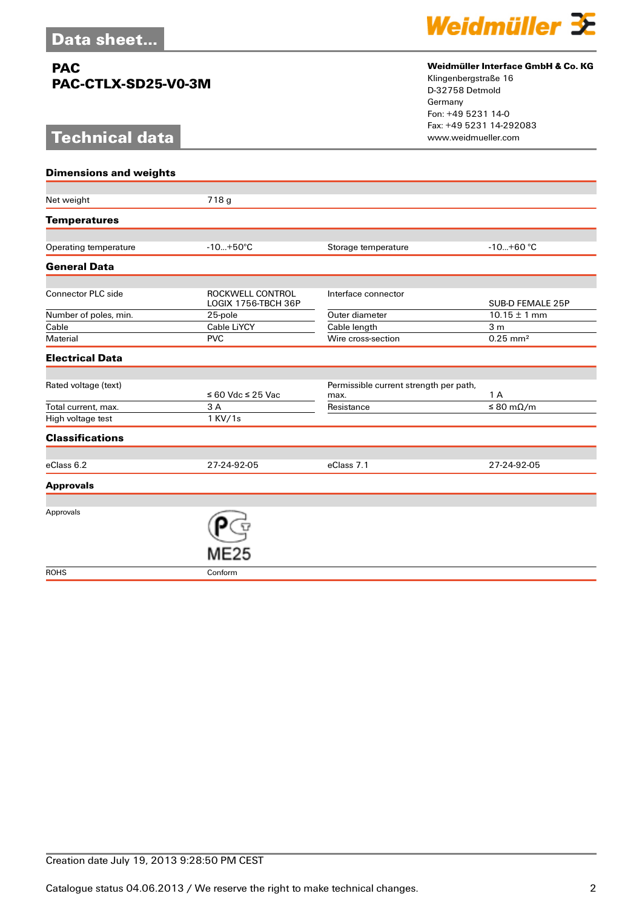Data sheet...

# PAC
## PAC-CTLX-SD25-V0-3M

Weidmüller Interface GmbH & Co. KG
Klingenbergstraße 16
D-32758 Detmold
Germany
Fon: +49 5231 14-0
Fax: +49 5231 14-292083
www.weidmueller.com

# Technical data

### Dimensions and weights

| | | | |
|---|---|---|---|
| Net weight | 718 g | | |

### Temperatures

| | | | |
|---|---|---|---|
| Operating temperature | -10...+50°C | Storage temperature | -10...+60 °C |

### General Data

| | | | |
|---|---|---|---|
| Connector PLC side | ROCKWELL CONTROL LOGIX 1756-TBCH 36P | Interface connector | SUB-D FEMALE 25P |
| Number of poles, min. | 25-pole | Outer diameter | 10.15 ± 1 mm |
| Cable | Cable LiYCY | Cable length | 3 m |
| Material | PVC | Wire cross-section | 0.25 mm² |

### Electrical Data

| | | | |
|---|---|---|---|
| Rated voltage (text) | ≤ 60 Vdc ≤ 25 Vac | Permissible current strength per path, max. | 1 A |
| Total current, max. | 3 A | Resistance | ≤ 80 mΩ/m |
| High voltage test | 1 KV/1s | | |

### Classifications

| | | | |
|---|---|---|---|
| eClass 6.2 | 27-24-92-05 | eClass 7.1 | 27-24-92-05 |

### Approvals

| | |
|---|---|
| Approvals | ME25 |
| ROHS | Conform |

Creation date July 19, 2013 9:28:50 PM CEST

Catalogue status 04.06.2013 / We reserve the right to make technical changes.